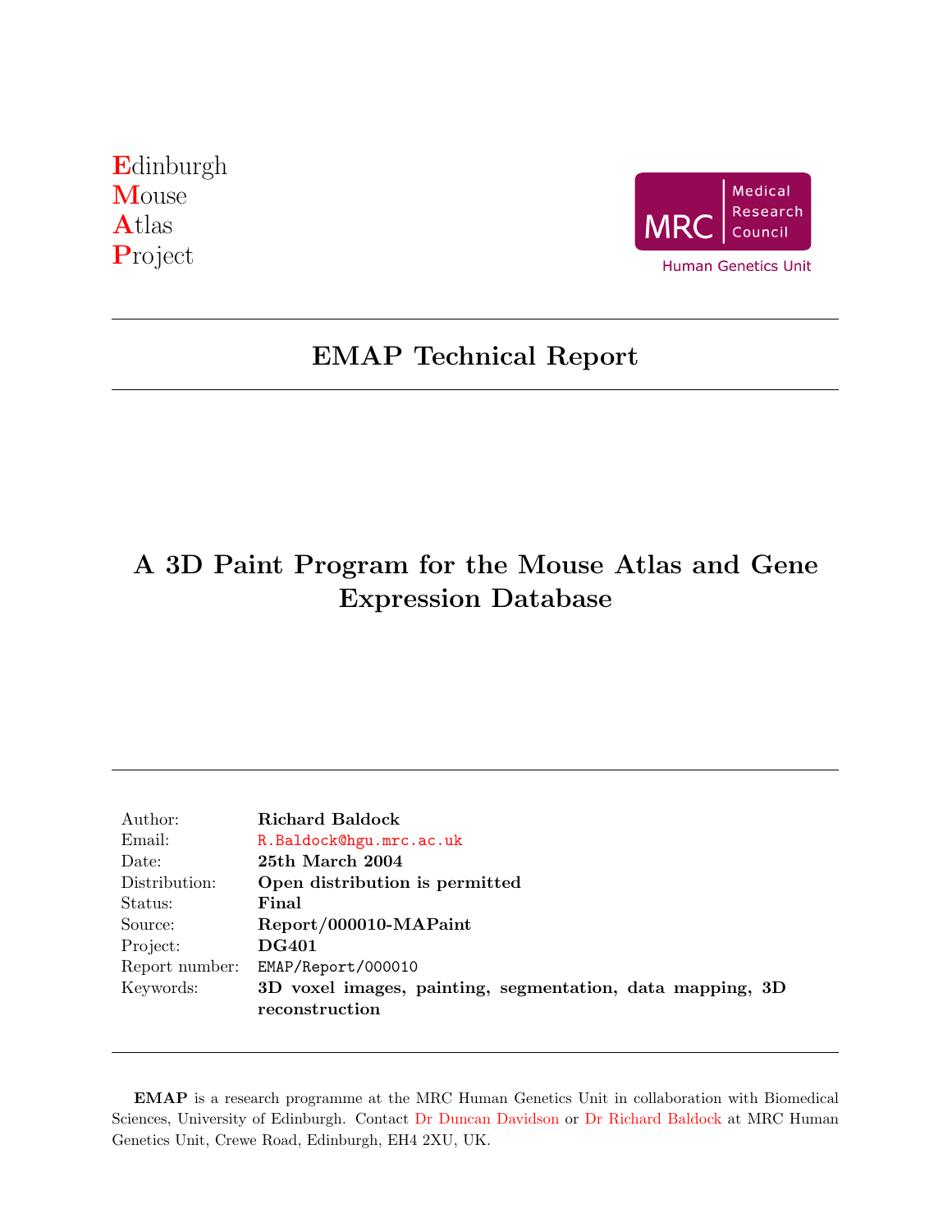**E**dinburgh
**M**ouse
**A**tlas
**P**roject

Medical Research Council
Human Genetics Unit

# EMAP Technical Report

# A 3D Paint Program for the Mouse Atlas and Gene Expression Database

| | |
|---|---|
| Author: | **Richard Baldock** |
| Email: | R.Baldock@hgu.mrc.ac.uk |
| Date: | **25th March 2004** |
| Distribution: | **Open distribution is permitted** |
| Status: | **Final** |
| Source: | **Report/000010-MAPaint** |
| Project: | **DG401** |
| Report number: | EMAP/Report/000010 |
| Keywords: | **3D voxel images, painting, segmentation, data mapping, 3D reconstruction** |

**EMAP** is a research programme at the MRC Human Genetics Unit in collaboration with Biomedical Sciences, University of Edinburgh. Contact Dr Duncan Davidson or Dr Richard Baldock at MRC Human Genetics Unit, Crewe Road, Edinburgh, EH4 2XU, UK.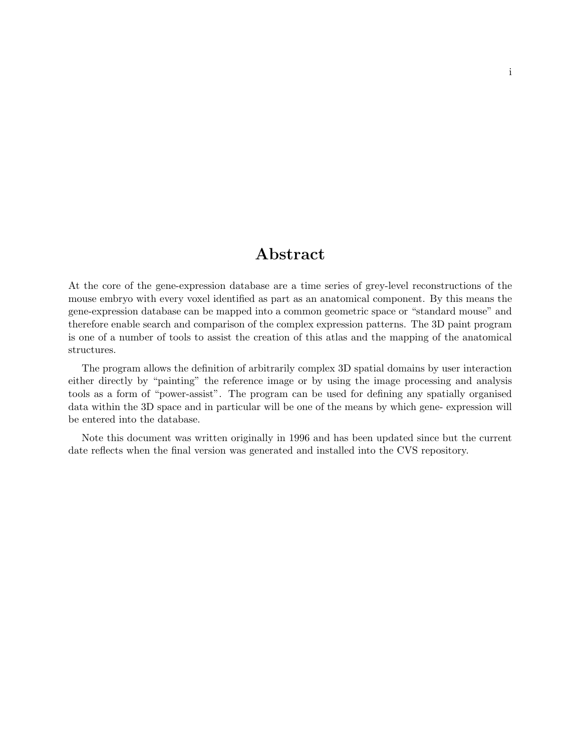# Abstract

At the core of the gene-expression database are a time series of grey-level reconstructions of the mouse embryo with every voxel identified as part as an anatomical component. By this means the gene-expression database can be mapped into a common geometric space or "standard mouse" and therefore enable search and comparison of the complex expression patterns. The 3D paint program is one of a number of tools to assist the creation of this atlas and the mapping of the anatomical structures.

The program allows the definition of arbitrarily complex 3D spatial domains by user interaction either directly by "painting" the reference image or by using the image processing and analysis tools as a form of "power-assist". The program can be used for defining any spatially organised data within the 3D space and in particular will be one of the means by which gene- expression will be entered into the database.

Note this document was written originally in 1996 and has been updated since but the current date reflects when the final version was generated and installed into the CVS repository.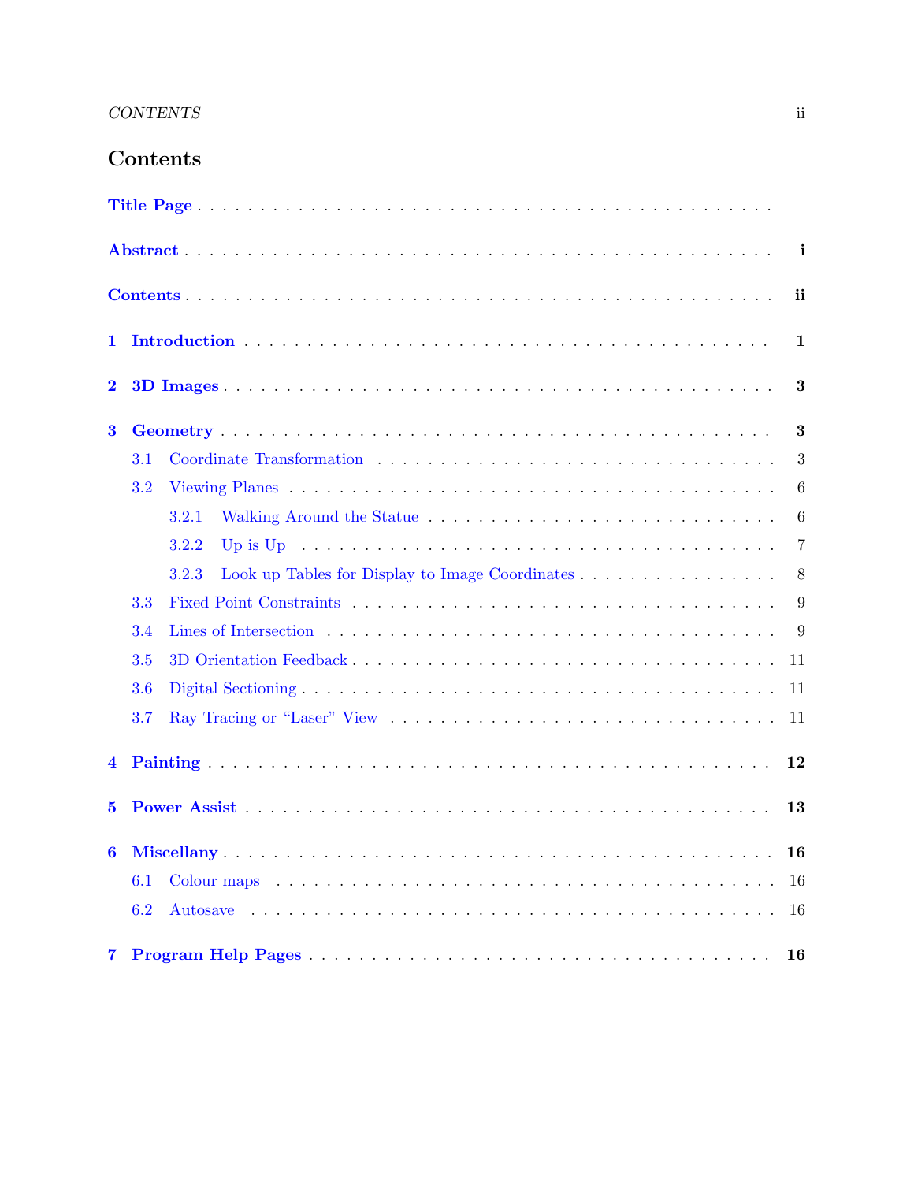# Contents

**Title Page**

**Abstract** . . . . . . . . . . . . . . . . . . . . . . . . . . . . . . . . . . . . . . . . . i

**Contents** . . . . . . . . . . . . . . . . . . . . . . . . . . . . . . . . . . . . . . . . . ii

**1 Introduction** . . . . . . . . . . . . . . . . . . . . . . . . . . . . . . . . . . . . . . 1

**2 3D Images** . . . . . . . . . . . . . . . . . . . . . . . . . . . . . . . . . . . . . . . 3

**3 Geometry** . . . . . . . . . . . . . . . . . . . . . . . . . . . . . . . . . . . . . . . 3

- 3.1 Coordinate Transformation . . . . . . . . . . . . . . . . . . . . . . . . . . . 3
- 3.2 Viewing Planes . . . . . . . . . . . . . . . . . . . . . . . . . . . . . . . . . . 6
  - 3.2.1 Walking Around the Statue . . . . . . . . . . . . . . . . . . . . . . . 6
  - 3.2.2 Up is Up . . . . . . . . . . . . . . . . . . . . . . . . . . . . . . . . . 7
  - 3.2.3 Look up Tables for Display to Image Coordinates . . . . . . . . . . . 8
- 3.3 Fixed Point Constraints . . . . . . . . . . . . . . . . . . . . . . . . . . . . 9
- 3.4 Lines of Intersection . . . . . . . . . . . . . . . . . . . . . . . . . . . . . . 9
- 3.5 3D Orientation Feedback . . . . . . . . . . . . . . . . . . . . . . . . . . . 11
- 3.6 Digital Sectioning . . . . . . . . . . . . . . . . . . . . . . . . . . . . . . . 11
- 3.7 Ray Tracing or "Laser" View . . . . . . . . . . . . . . . . . . . . . . . . . 11

**4 Painting** . . . . . . . . . . . . . . . . . . . . . . . . . . . . . . . . . . . . . . . . 12

**5 Power Assist** . . . . . . . . . . . . . . . . . . . . . . . . . . . . . . . . . . . . . 13

**6 Miscellany** . . . . . . . . . . . . . . . . . . . . . . . . . . . . . . . . . . . . . . 16

- 6.1 Colour maps . . . . . . . . . . . . . . . . . . . . . . . . . . . . . . . . . . . 16
- 6.2 Autosave . . . . . . . . . . . . . . . . . . . . . . . . . . . . . . . . . . . . 16

**7 Program Help Pages** . . . . . . . . . . . . . . . . . . . . . . . . . . . . . . . . 16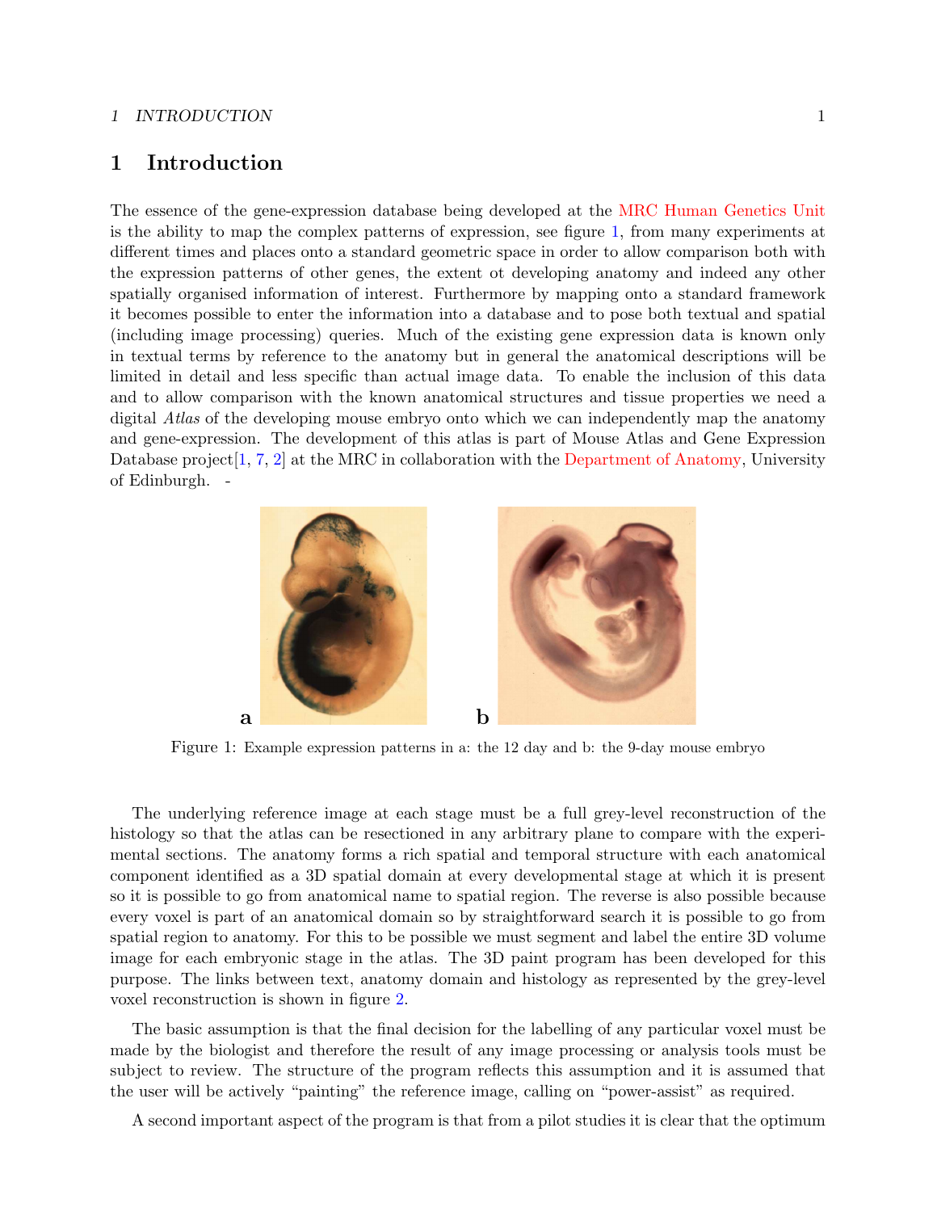# 1 Introduction

The essence of the gene-expression database being developed at the MRC Human Genetics Unit is the ability to map the complex patterns of expression, see figure 1, from many experiments at different times and places onto a standard geometric space in order to allow comparison both with the expression patterns of other genes, the extent ot developing anatomy and indeed any other spatially organised information of interest. Furthermore by mapping onto a standard framework it becomes possible to enter the information into a database and to pose both textual and spatial (including image processing) queries. Much of the existing gene expression data is known only in textual terms by reference to the anatomy but in general the anatomical descriptions will be limited in detail and less specific than actual image data. To enable the inclusion of this data and to allow comparison with the known anatomical structures and tissue properties we need a digital *Atlas* of the developing mouse embryo onto which we can independently map the anatomy and gene-expression. The development of this atlas is part of Mouse Atlas and Gene Expression Database project[1, 7, 2] at the MRC in collaboration with the Department of Anatomy, University of Edinburgh. -

**a** **b**

Figure 1: Example expression patterns in a: the 12 day and b: the 9-day mouse embryo

The underlying reference image at each stage must be a full grey-level reconstruction of the histology so that the atlas can be resectioned in any arbitrary plane to compare with the experimental sections. The anatomy forms a rich spatial and temporal structure with each anatomical component identified as a 3D spatial domain at every developmental stage at which it is present so it is possible to go from anatomical name to spatial region. The reverse is also possible because every voxel is part of an anatomical domain so by straightforward search it is possible to go from spatial region to anatomy. For this to be possible we must segment and label the entire 3D volume image for each embryonic stage in the atlas. The 3D paint program has been developed for this purpose. The links between text, anatomy domain and histology as represented by the grey-level voxel reconstruction is shown in figure 2.

The basic assumption is that the final decision for the labelling of any particular voxel must be made by the biologist and therefore the result of any image processing or analysis tools must be subject to review. The structure of the program reflects this assumption and it is assumed that the user will be actively "painting" the reference image, calling on "power-assist" as required.

A second important aspect of the program is that from a pilot studies it is clear that the optimum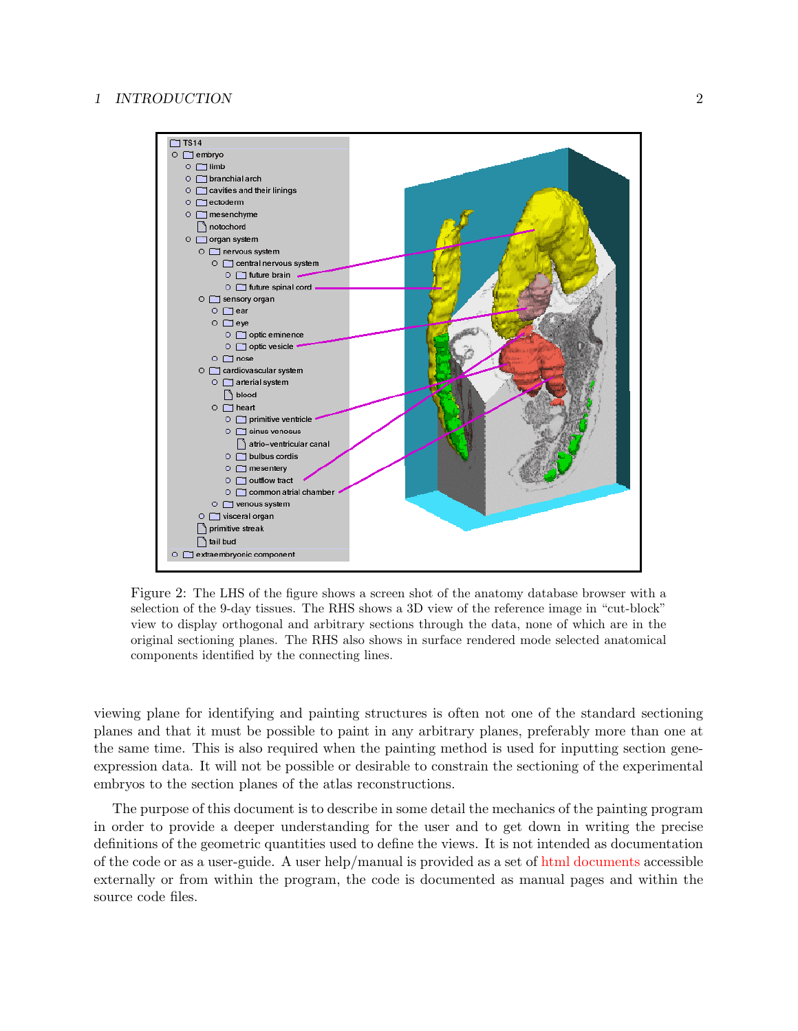Figure 2: The LHS of the figure shows a screen shot of the anatomy database browser with a selection of the 9-day tissues. The RHS shows a 3D view of the reference image in "cut-block" view to display orthogonal and arbitrary sections through the data, none of which are in the original sectioning planes. The RHS also shows in surface rendered mode selected anatomical components identified by the connecting lines.

viewing plane for identifying and painting structures is often not one of the standard sectioning planes and that it must be possible to paint in any arbitrary planes, preferably more than one at the same time. This is also required when the painting method is used for inputting section gene-expression data. It will not be possible or desirable to constrain the sectioning of the experimental embryos to the section planes of the atlas reconstructions.

The purpose of this document is to describe in some detail the mechanics of the painting program in order to provide a deeper understanding for the user and to get down in writing the precise definitions of the geometric quantities used to define the views. It is not intended as documentation of the code or as a user-guide. A user help/manual is provided as a set of html documents accessible externally or from within the program, the code is documented as manual pages and within the source code files.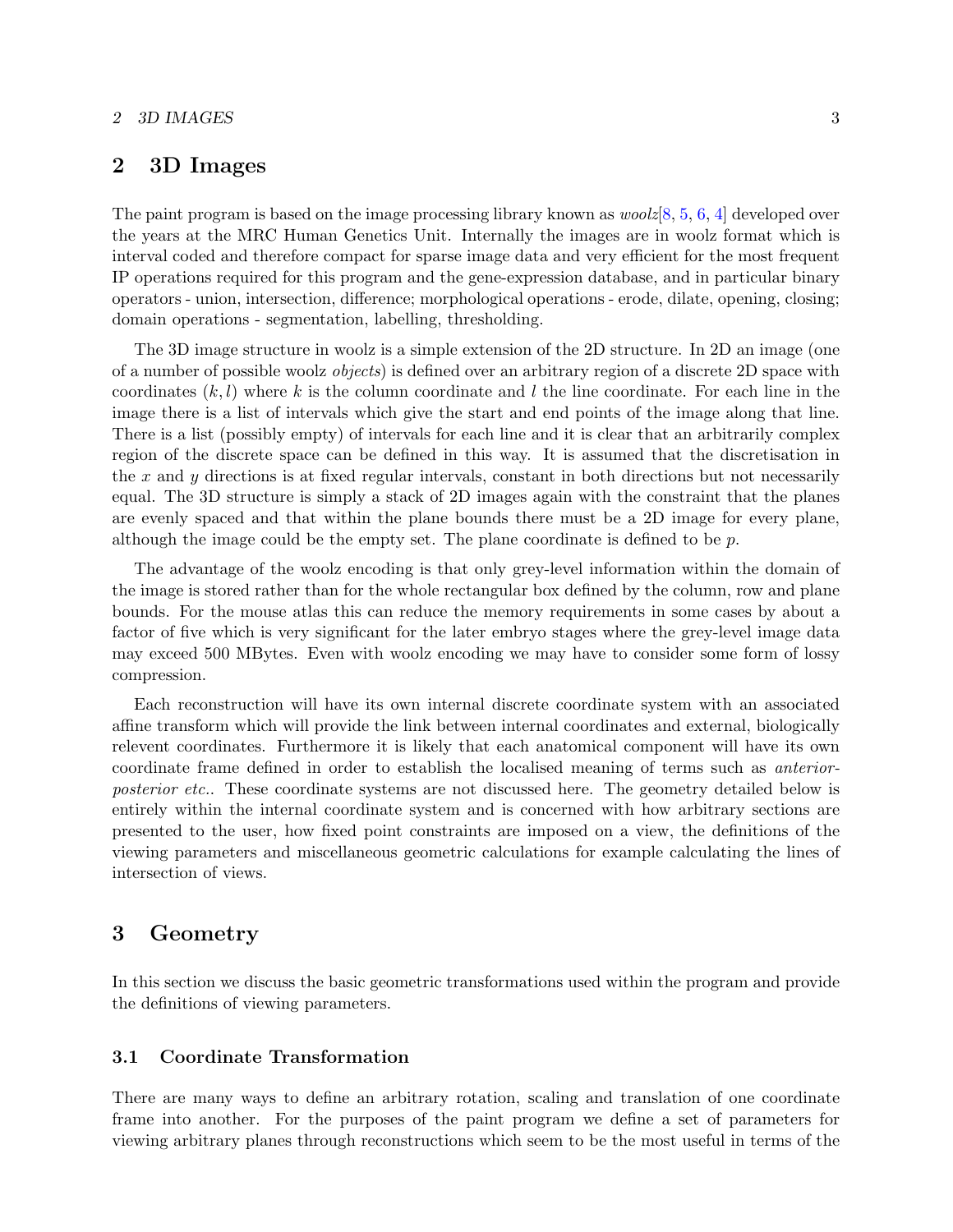## 2 3D Images

The paint program is based on the image processing library known as *woolz*[8, 5, 6, 4] developed over the years at the MRC Human Genetics Unit. Internally the images are in woolz format which is interval coded and therefore compact for sparse image data and very efficient for the most frequent IP operations required for this program and the gene-expression database, and in particular binary operators - union, intersection, difference; morphological operations - erode, dilate, opening, closing; domain operations - segmentation, labelling, thresholding.

The 3D image structure in woolz is a simple extension of the 2D structure. In 2D an image (one of a number of possible woolz *objects*) is defined over an arbitrary region of a discrete 2D space with coordinates $(k, l)$ where $k$ is the column coordinate and $l$ the line coordinate. For each line in the image there is a list of intervals which give the start and end points of the image along that line. There is a list (possibly empty) of intervals for each line and it is clear that an arbitrarily complex region of the discrete space can be defined in this way. It is assumed that the discretisation in the $x$ and $y$ directions is at fixed regular intervals, constant in both directions but not necessarily equal. The 3D structure is simply a stack of 2D images again with the constraint that the planes are evenly spaced and that within the plane bounds there must be a 2D image for every plane, although the image could be the empty set. The plane coordinate is defined to be $p$.

The advantage of the woolz encoding is that only grey-level information within the domain of the image is stored rather than for the whole rectangular box defined by the column, row and plane bounds. For the mouse atlas this can reduce the memory requirements in some cases by about a factor of five which is very significant for the later embryo stages where the grey-level image data may exceed 500 MBytes. Even with woolz encoding we may have to consider some form of lossy compression.

Each reconstruction will have its own internal discrete coordinate system with an associated affine transform which will provide the link between internal coordinates and external, biologically relevent coordinates. Furthermore it is likely that each anatomical component will have its own coordinate frame defined in order to establish the localised meaning of terms such as *anterior-posterior etc.*. These coordinate systems are not discussed here. The geometry detailed below is entirely within the internal coordinate system and is concerned with how arbitrary sections are presented to the user, how fixed point constraints are imposed on a view, the definitions of the viewing parameters and miscellaneous geometric calculations for example calculating the lines of intersection of views.

## 3 Geometry

In this section we discuss the basic geometric transformations used within the program and provide the definitions of viewing parameters.

### 3.1 Coordinate Transformation

There are many ways to define an arbitrary rotation, scaling and translation of one coordinate frame into another. For the purposes of the paint program we define a set of parameters for viewing arbitrary planes through reconstructions which seem to be the most useful in terms of the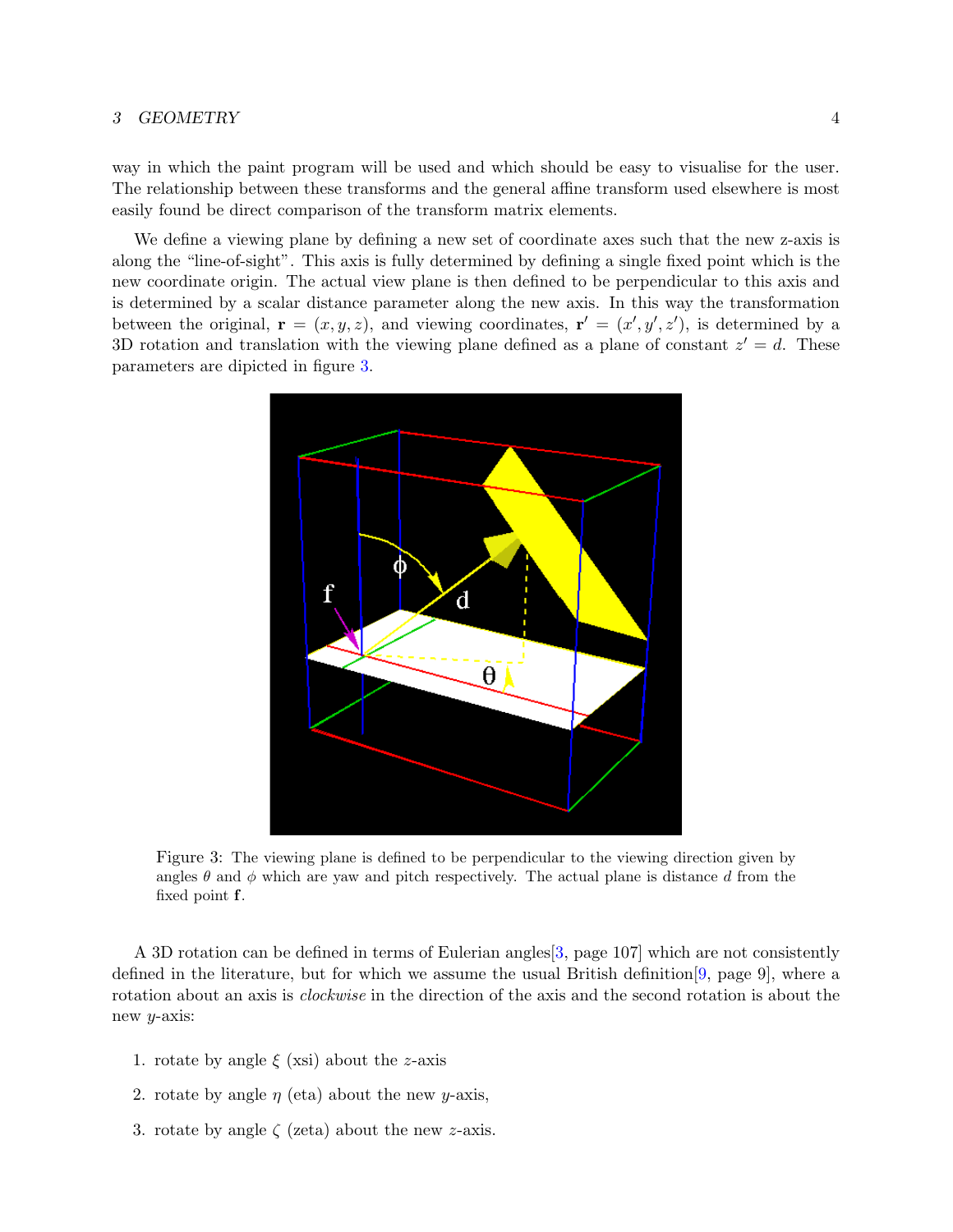way in which the paint program will be used and which should be easy to visualise for the user. The relationship between these transforms and the general affine transform used elsewhere is most easily found be direct comparison of the transform matrix elements.

We define a viewing plane by defining a new set of coordinate axes such that the new z-axis is along the "line-of-sight". This axis is fully determined by defining a single fixed point which is the new coordinate origin. The actual view plane is then defined to be perpendicular to this axis and is determined by a scalar distance parameter along the new axis. In this way the transformation between the original, $\mathbf{r} = (x, y, z)$, and viewing coordinates, $\mathbf{r}' = (x', y', z')$, is determined by a 3D rotation and translation with the viewing plane defined as a plane of constant $z' = d$. These parameters are dipicted in figure 3.

Figure 3: The viewing plane is defined to be perpendicular to the viewing direction given by angles $\theta$ and $\phi$ which are yaw and pitch respectively. The actual plane is distance $d$ from the fixed point $\mathbf{f}$.

A 3D rotation can be defined in terms of Eulerian angles[3, page 107] which are not consistently defined in the literature, but for which we assume the usual British definition[9, page 9], where a rotation about an axis is *clockwise* in the direction of the axis and the second rotation is about the new $y$-axis:

1. rotate by angle $\xi$ (xsi) about the $z$-axis
2. rotate by angle $\eta$ (eta) about the new $y$-axis,
3. rotate by angle $\zeta$ (zeta) about the new $z$-axis.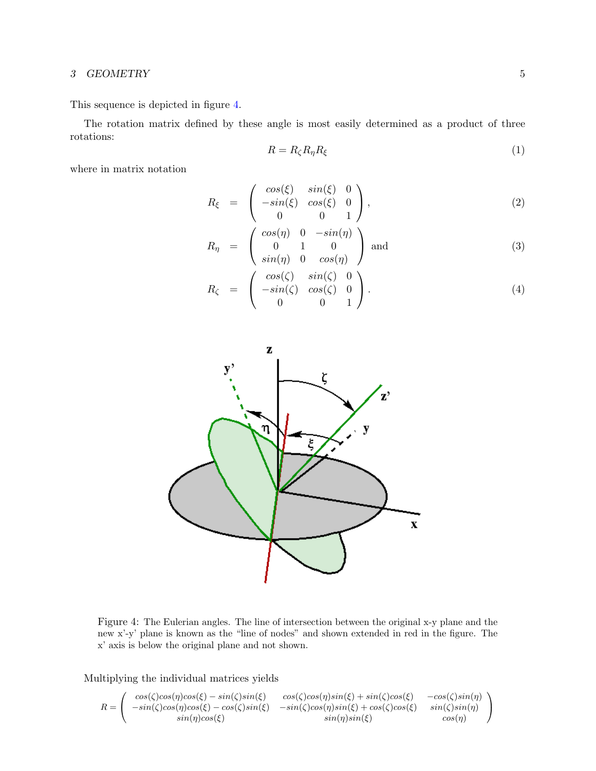This sequence is depicted in figure 4.

The rotation matrix defined by these angle is most easily determined as a product of three rotations:

$$R = R_\zeta R_\eta R_\xi \tag{1}$$

where in matrix notation

$$R_\xi = \begin{pmatrix} cos(\xi) & sin(\xi) & 0 \\ -sin(\xi) & cos(\xi) & 0 \\ 0 & 0 & 1 \end{pmatrix}, \tag{2}$$

$$R_\eta = \begin{pmatrix} cos(\eta) & 0 & -sin(\eta) \\ 0 & 1 & 0 \\ sin(\eta) & 0 & cos(\eta) \end{pmatrix} \text{ and} \tag{3}$$

$$R_\zeta = \begin{pmatrix} cos(\zeta) & sin(\zeta) & 0 \\ -sin(\zeta) & cos(\zeta) & 0 \\ 0 & 0 & 1 \end{pmatrix}. \tag{4}$$

Figure 4: The Eulerian angles. The line of intersection between the original x-y plane and the new x'-y' plane is known as the "line of nodes" and shown extended in red in the figure. The x' axis is below the original plane and not shown.

Multiplying the individual matrices yields

$$R = \begin{pmatrix} cos(\zeta)cos(\eta)cos(\xi) - sin(\zeta)sin(\xi) & cos(\zeta)cos(\eta)sin(\xi) + sin(\zeta)cos(\xi) & -cos(\zeta)sin(\eta) \\ -sin(\zeta)cos(\eta)cos(\xi) - cos(\zeta)sin(\xi) & -sin(\zeta)cos(\eta)sin(\xi) + cos(\zeta)cos(\xi) & sin(\zeta)sin(\eta) \\ sin(\eta)cos(\xi) & sin(\eta)sin(\xi) & cos(\eta) \end{pmatrix}$$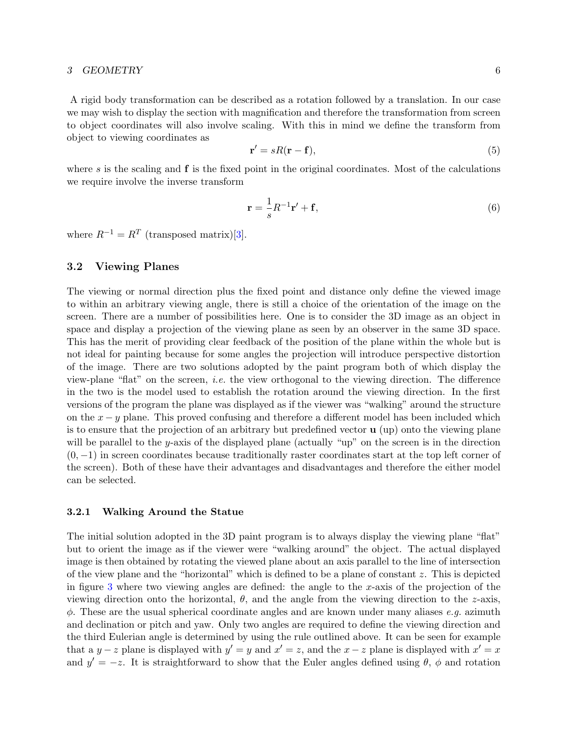A rigid body transformation can be described as a rotation followed by a translation. In our case we may wish to display the section with magnification and therefore the transformation from screen to object coordinates will also involve scaling. With this in mind we define the transform from object to viewing coordinates as

$$\mathbf{r}' = sR(\mathbf{r} - \mathbf{f}), \tag{5}$$

where $s$ is the scaling and $\mathbf{f}$ is the fixed point in the original coordinates. Most of the calculations we require involve the inverse transform

$$\mathbf{r} = \frac{1}{s}R^{-1}\mathbf{r}' + \mathbf{f}, \tag{6}$$

where $R^{-1} = R^T$ (transposed matrix)[3].

## 3.2 Viewing Planes

The viewing or normal direction plus the fixed point and distance only define the viewed image to within an arbitrary viewing angle, there is still a choice of the orientation of the image on the screen. There are a number of possibilities here. One is to consider the 3D image as an object in space and display a projection of the viewing plane as seen by an observer in the same 3D space. This has the merit of providing clear feedback of the position of the plane within the whole but is not ideal for painting because for some angles the projection will introduce perspective distortion of the image. There are two solutions adopted by the paint program both of which display the view-plane "flat" on the screen, *i.e.* the view orthogonal to the viewing direction. The difference in the two is the model used to establish the rotation around the viewing direction. In the first versions of the program the plane was displayed as if the viewer was "walking" around the structure on the $x - y$ plane. This proved confusing and therefore a different model has been included which is to ensure that the projection of an arbitrary but predefined vector $\mathbf{u}$ (up) onto the viewing plane will be parallel to the $y$-axis of the displayed plane (actually "up" on the screen is in the direction $(0, -1)$ in screen coordinates because traditionally raster coordinates start at the top left corner of the screen). Both of these have their advantages and disadvantages and therefore the either model can be selected.

### 3.2.1 Walking Around the Statue

The initial solution adopted in the 3D paint program is to always display the viewing plane "flat" but to orient the image as if the viewer were "walking around" the object. The actual displayed image is then obtained by rotating the viewed plane about an axis parallel to the line of intersection of the view plane and the "horizontal" which is defined to be a plane of constant $z$. This is depicted in figure 3 where two viewing angles are defined: the angle to the $x$-axis of the projection of the viewing direction onto the horizontal, $\theta$, and the angle from the viewing direction to the $z$-axis, $\phi$. These are the usual spherical coordinate angles and are known under many aliases *e.g.* azimuth and declination or pitch and yaw. Only two angles are required to define the viewing direction and the third Eulerian angle is determined by using the rule outlined above. It can be seen for example that a $y - z$ plane is displayed with $y' = y$ and $x' = z$, and the $x - z$ plane is displayed with $x' = x$ and $y' = -z$. It is straightforward to show that the Euler angles defined using $\theta$, $\phi$ and rotation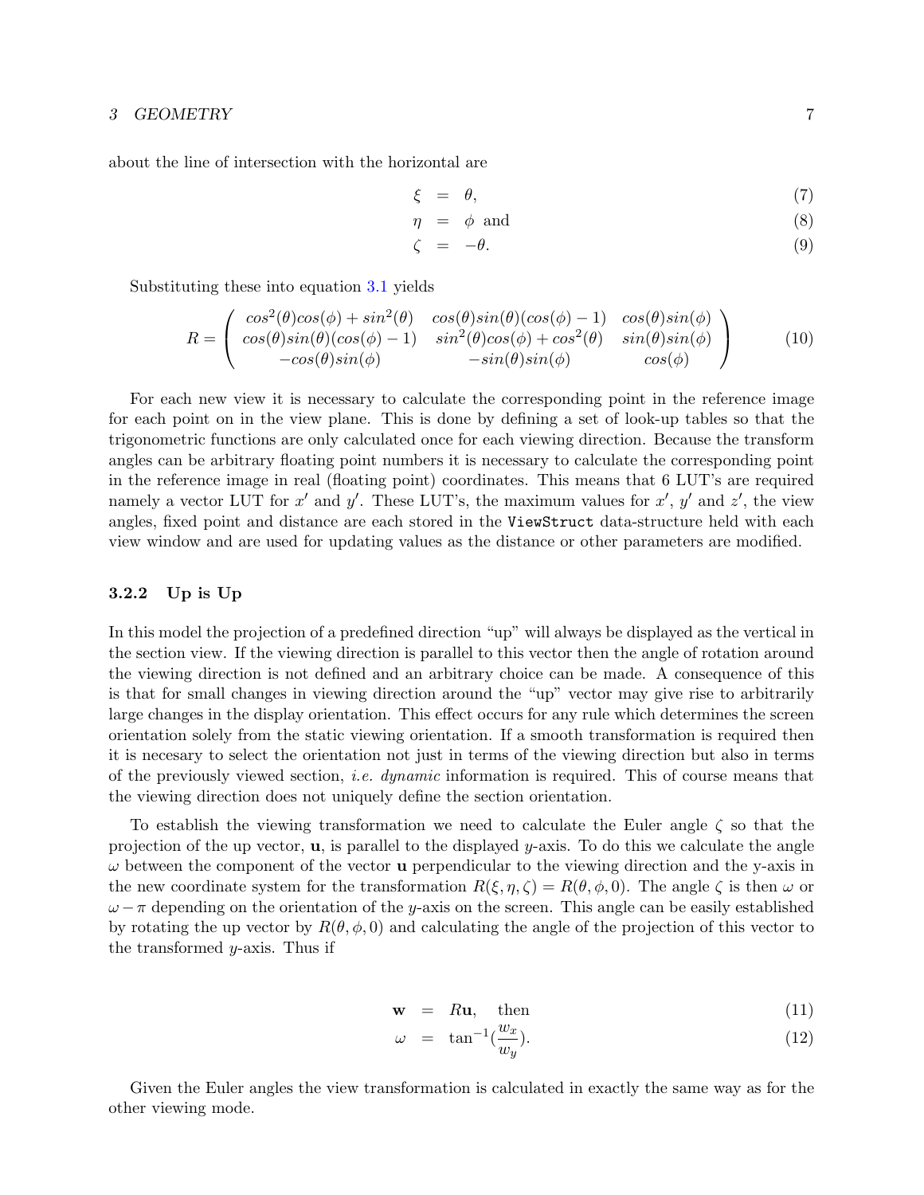about the line of intersection with the horizontal are

$$
\begin{aligned}
\xi &= \theta, & (7)\\
\eta &= \phi \text{ and} & (8)\\
\zeta &= -\theta. & (9)
\end{aligned}
$$

Substituting these into equation 3.1 yields

$$
R = \begin{pmatrix} cos^2(\theta)cos(\phi) + sin^2(\theta) & cos(\theta)sin(\theta)(cos(\phi) - 1) & cos(\theta)sin(\phi) \\ cos(\theta)sin(\theta)(cos(\phi) - 1) & sin^2(\theta)cos(\phi) + cos^2(\theta) & sin(\theta)sin(\phi) \\ -cos(\theta)sin(\phi) & -sin(\theta)sin(\phi) & cos(\phi) \end{pmatrix} \quad (10)
$$

For each new view it is necessary to calculate the corresponding point in the reference image for each point on in the view plane. This is done by defining a set of look-up tables so that the trigonometric functions are only calculated once for each viewing direction. Because the transform angles can be arbitrary floating point numbers it is necessary to calculate the corresponding point in the reference image in real (floating point) coordinates. This means that 6 LUT's are required namely a vector LUT for $x'$ and $y'$. These LUT's, the maximum values for $x'$, $y'$ and $z'$, the view angles, fixed point and distance are each stored in the `ViewStruct` data-structure held with each view window and are used for updating values as the distance or other parameters are modified.

### 3.2.2 Up is Up

In this model the projection of a predefined direction "up" will always be displayed as the vertical in the section view. If the viewing direction is parallel to this vector then the angle of rotation around the viewing direction is not defined and an arbitrary choice can be made. A consequence of this is that for small changes in viewing direction around the "up" vector may give rise to arbitrarily large changes in the display orientation. This effect occurs for any rule which determines the screen orientation solely from the static viewing orientation. If a smooth transformation is required then it is necesary to select the orientation not just in terms of the viewing direction but also in terms of the previously viewed section, *i.e. dynamic* information is required. This of course means that the viewing direction does not uniquely define the section orientation.

To establish the viewing transformation we need to calculate the Euler angle $\zeta$ so that the projection of the up vector, $\mathbf{u}$, is parallel to the displayed $y$-axis. To do this we calculate the angle $\omega$ between the component of the vector $\mathbf{u}$ perpendicular to the viewing direction and the y-axis in the new coordinate system for the transformation $R(\xi, \eta, \zeta) = R(\theta, \phi, 0)$. The angle $\zeta$ is then $\omega$ or $\omega - \pi$ depending on the orientation of the $y$-axis on the screen. This angle can be easily established by rotating the up vector by $R(\theta, \phi, 0)$ and calculating the angle of the projection of this vector to the transformed $y$-axis. Thus if

$$
\begin{aligned}
\mathbf{w} &= R\mathbf{u}, \quad \text{then} & (11)\\
\omega &= \tan^{-1}(\frac{w_x}{w_y}). & (12)
\end{aligned}
$$

Given the Euler angles the view transformation is calculated in exactly the same way as for the other viewing mode.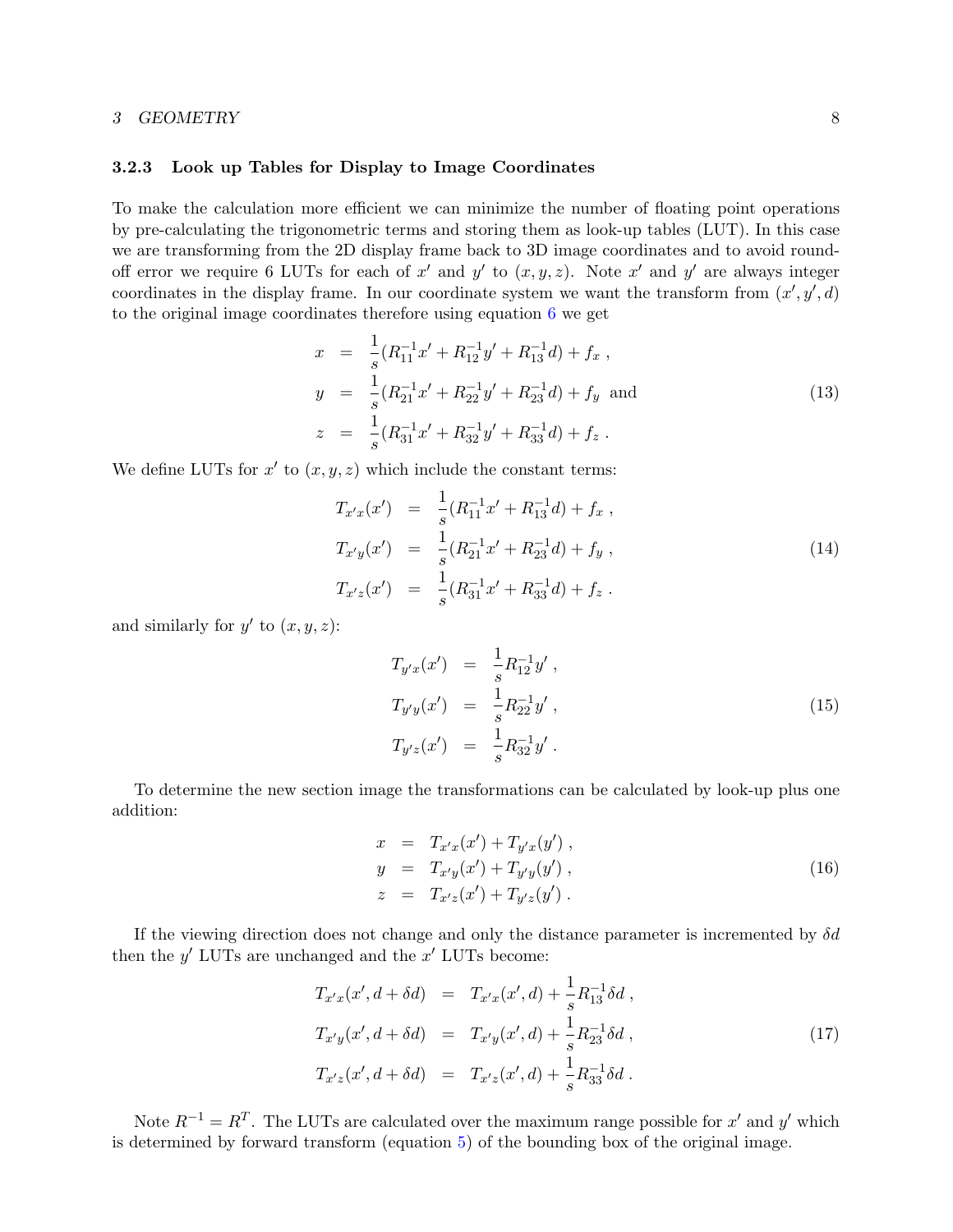### 3.2.3 Look up Tables for Display to Image Coordinates

To make the calculation more efficient we can minimize the number of floating point operations by pre-calculating the trigonometric terms and storing them as look-up tables (LUT). In this case we are transforming from the 2D display frame back to 3D image coordinates and to avoid round-off error we require 6 LUTs for each of $x'$ and $y'$ to $(x, y, z)$. Note $x'$ and $y'$ are always integer coordinates in the display frame. In our coordinate system we want the transform from $(x', y', d)$ to the original image coordinates therefore using equation 6 we get

$$
\begin{aligned}
x &= \frac{1}{s}(R^{-1}_{11}x' + R^{-1}_{12}y' + R^{-1}_{13}d) + f_x \;, \\
y &= \frac{1}{s}(R^{-1}_{21}x' + R^{-1}_{22}y' + R^{-1}_{23}d) + f_y \;\; \text{and} \\
z &= \frac{1}{s}(R^{-1}_{31}x' + R^{-1}_{32}y' + R^{-1}_{33}d) + f_z \;.
\end{aligned} \tag{13}
$$

We define LUTs for $x'$ to $(x, y, z)$ which include the constant terms:

$$
\begin{aligned}
T_{x'x}(x') &= \frac{1}{s}(R^{-1}_{11}x' + R^{-1}_{13}d) + f_x \;, \\
T_{x'y}(x') &= \frac{1}{s}(R^{-1}_{21}x' + R^{-1}_{23}d) + f_y \;, \\
T_{x'z}(x') &= \frac{1}{s}(R^{-1}_{31}x' + R^{-1}_{33}d) + f_z \;.
\end{aligned} \tag{14}
$$

and similarly for $y'$ to $(x, y, z)$:

$$
\begin{aligned}
T_{y'x}(x') &= \frac{1}{s}R^{-1}_{12}y' \;, \\
T_{y'y}(x') &= \frac{1}{s}R^{-1}_{22}y' \;, \\
T_{y'z}(x') &= \frac{1}{s}R^{-1}_{32}y' \;.
\end{aligned} \tag{15}
$$

To determine the new section image the transformations can be calculated by look-up plus one addition:

$$
\begin{aligned}
x &= T_{x'x}(x') + T_{y'x}(y') \;, \\
y &= T_{x'y}(x') + T_{y'y}(y') \;, \\
z &= T_{x'z}(x') + T_{y'z}(y') \;.
\end{aligned} \tag{16}
$$

If the viewing direction does not change and only the distance parameter is incremented by $\delta d$ then the $y'$ LUTs are unchanged and the $x'$ LUTs become:

$$
\begin{aligned}
T_{x'x}(x', d + \delta d) &= T_{x'x}(x', d) + \frac{1}{s}R^{-1}_{13}\delta d \;, \\
T_{x'y}(x', d + \delta d) &= T_{x'y}(x', d) + \frac{1}{s}R^{-1}_{23}\delta d \;, \\
T_{x'z}(x', d + \delta d) &= T_{x'z}(x', d) + \frac{1}{s}R^{-1}_{33}\delta d \;.
\end{aligned} \tag{17}
$$

Note $R^{-1} = R^T$. The LUTs are calculated over the maximum range possible for $x'$ and $y'$ which is determined by forward transform (equation 5) of the bounding box of the original image.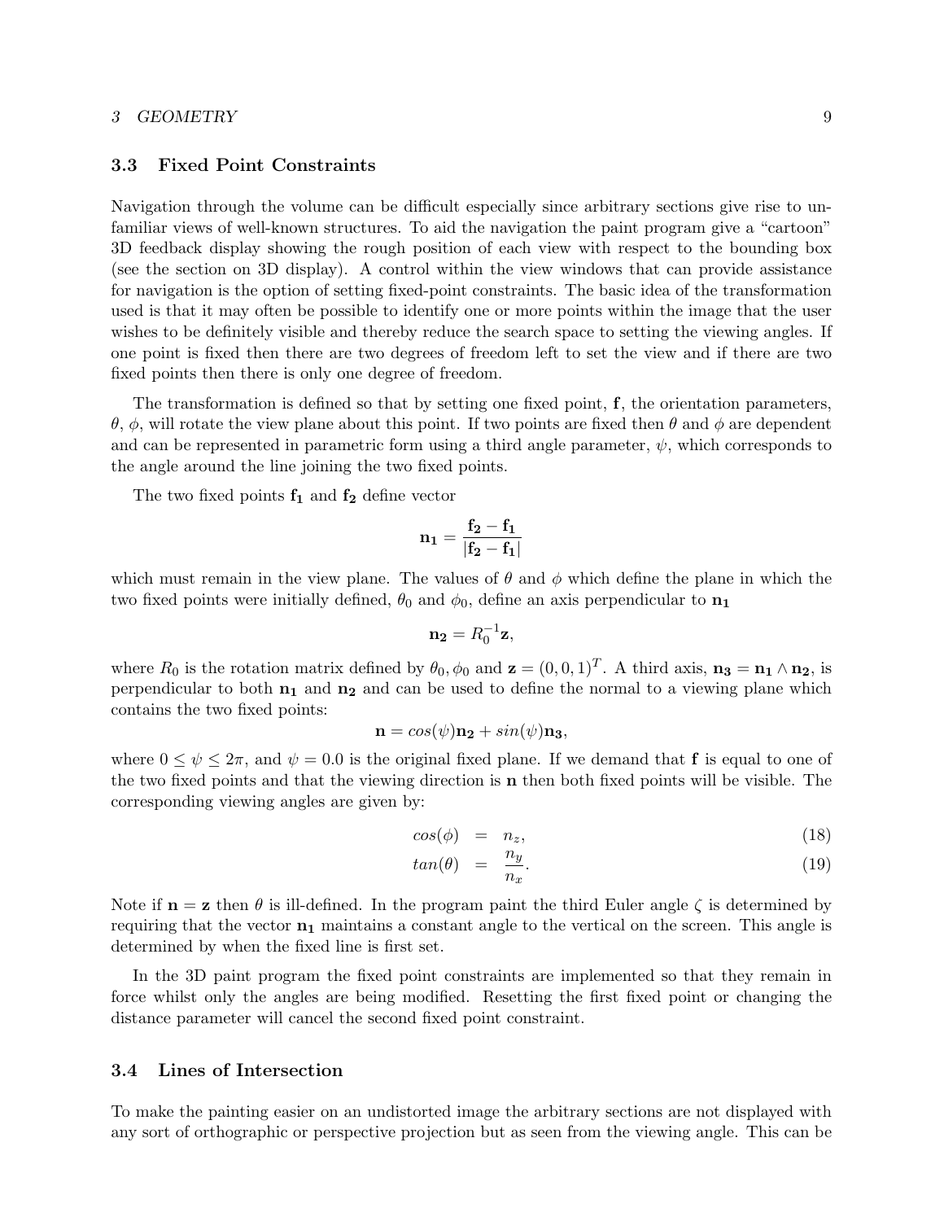### 3.3 Fixed Point Constraints

Navigation through the volume can be difficult especially since arbitrary sections give rise to unfamiliar views of well-known structures. To aid the navigation the paint program give a "cartoon" 3D feedback display showing the rough position of each view with respect to the bounding box (see the section on 3D display). A control within the view windows that can provide assistance for navigation is the option of setting fixed-point constraints. The basic idea of the transformation used is that it may often be possible to identify one or more points within the image that the user wishes to be definitely visible and thereby reduce the search space to setting the viewing angles. If one point is fixed then there are two degrees of freedom left to set the view and if there are two fixed points then there is only one degree of freedom.

The transformation is defined so that by setting one fixed point, $\mathbf{f}$, the orientation parameters, $\theta$, $\phi$, will rotate the view plane about this point. If two points are fixed then $\theta$ and $\phi$ are dependent and can be represented in parametric form using a third angle parameter, $\psi$, which corresponds to the angle around the line joining the two fixed points.

The two fixed points $\mathbf{f_1}$ and $\mathbf{f_2}$ define vector

$$\mathbf{n_1} = \frac{\mathbf{f_2} - \mathbf{f_1}}{|\mathbf{f_2} - \mathbf{f_1}|}$$

which must remain in the view plane. The values of $\theta$ and $\phi$ which define the plane in which the two fixed points were initially defined, $\theta_0$ and $\phi_0$, define an axis perpendicular to $\mathbf{n_1}$

$$\mathbf{n_2} = R_0^{-1}\mathbf{z},$$

where $R_0$ is the rotation matrix defined by $\theta_0, \phi_0$ and $\mathbf{z} = (0, 0, 1)^T$. A third axis, $\mathbf{n_3} = \mathbf{n_1} \wedge \mathbf{n_2}$, is perpendicular to both $\mathbf{n_1}$ and $\mathbf{n_2}$ and can be used to define the normal to a viewing plane which contains the two fixed points:

$$\mathbf{n} = cos(\psi)\mathbf{n_2} + sin(\psi)\mathbf{n_3},$$

where $0 \leq \psi \leq 2\pi$, and $\psi = 0.0$ is the original fixed plane. If we demand that $\mathbf{f}$ is equal to one of the two fixed points and that the viewing direction is $\mathbf{n}$ then both fixed points will be visible. The corresponding viewing angles are given by:

$$cos(\phi) = n_z, \tag{18}$$

$$tan(\theta) = \frac{n_y}{n_x}. \tag{19}$$

Note if $\mathbf{n} = \mathbf{z}$ then $\theta$ is ill-defined. In the program paint the third Euler angle $\zeta$ is determined by requiring that the vector $\mathbf{n_1}$ maintains a constant angle to the vertical on the screen. This angle is determined by when the fixed line is first set.

In the 3D paint program the fixed point constraints are implemented so that they remain in force whilst only the angles are being modified. Resetting the first fixed point or changing the distance parameter will cancel the second fixed point constraint.

### 3.4 Lines of Intersection

To make the painting easier on an undistorted image the arbitrary sections are not displayed with any sort of orthographic or perspective projection but as seen from the viewing angle. This can be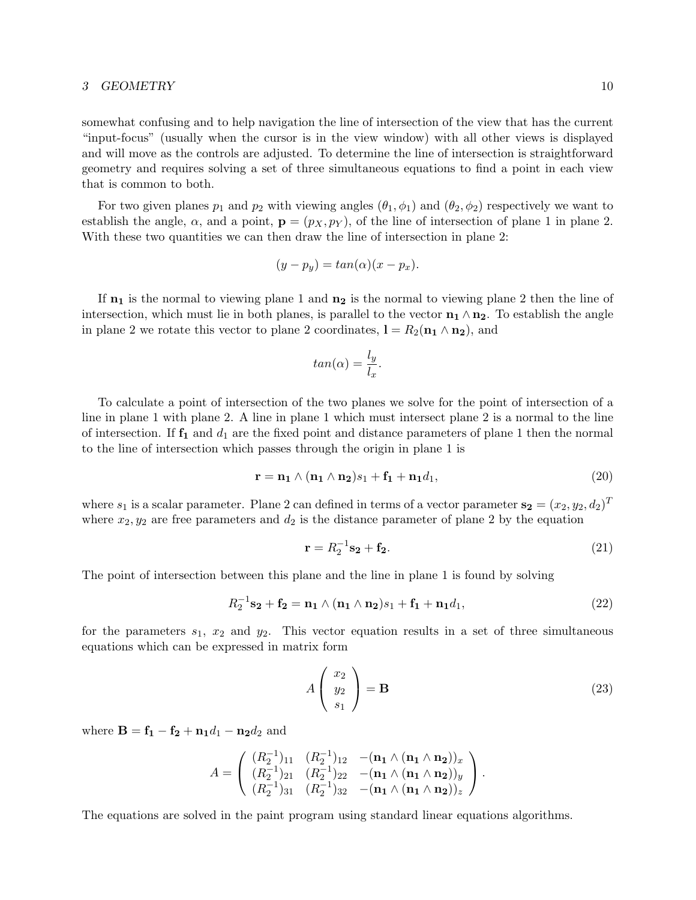somewhat confusing and to help navigation the line of intersection of the view that has the current "input-focus" (usually when the cursor is in the view window) with all other views is displayed and will move as the controls are adjusted. To determine the line of intersection is straightforward geometry and requires solving a set of three simultaneous equations to find a point in each view that is common to both.

For two given planes $p_1$ and $p_2$ with viewing angles $(\theta_1, \phi_1)$ and $(\theta_2, \phi_2)$ respectively we want to establish the angle, $\alpha$, and a point, $\mathbf{p} = (p_X, p_Y)$, of the line of intersection of plane 1 in plane 2. With these two quantities we can then draw the line of intersection in plane 2:

$$(y - p_y) = tan(\alpha)(x - p_x).$$

If $\mathbf{n_1}$ is the normal to viewing plane 1 and $\mathbf{n_2}$ is the normal to viewing plane 2 then the line of intersection, which must lie in both planes, is parallel to the vector $\mathbf{n_1} \wedge \mathbf{n_2}$. To establish the angle in plane 2 we rotate this vector to plane 2 coordinates, $\mathbf{l} = R_2(\mathbf{n_1} \wedge \mathbf{n_2})$, and

$$tan(\alpha) = \frac{l_y}{l_x}.$$

To calculate a point of intersection of the two planes we solve for the point of intersection of a line in plane 1 with plane 2. A line in plane 1 which must intersect plane 2 is a normal to the line of intersection. If $\mathbf{f_1}$ and $d_1$ are the fixed point and distance parameters of plane 1 then the normal to the line of intersection which passes through the origin in plane 1 is

$$\mathbf{r} = \mathbf{n_1} \wedge (\mathbf{n_1} \wedge \mathbf{n_2}) s_1 + \mathbf{f_1} + \mathbf{n_1} d_1, \tag{20}$$

where $s_1$ is a scalar parameter. Plane 2 can defined in terms of a vector parameter $\mathbf{s_2} = (x_2, y_2, d_2)^T$ where $x_2, y_2$ are free parameters and $d_2$ is the distance parameter of plane 2 by the equation

$$\mathbf{r} = R_2^{-1} \mathbf{s_2} + \mathbf{f_2}. \tag{21}$$

The point of intersection between this plane and the line in plane 1 is found by solving

$$R_2^{-1} \mathbf{s_2} + \mathbf{f_2} = \mathbf{n_1} \wedge (\mathbf{n_1} \wedge \mathbf{n_2}) s_1 + \mathbf{f_1} + \mathbf{n_1} d_1, \tag{22}$$

for the parameters $s_1$, $x_2$ and $y_2$. This vector equation results in a set of three simultaneous equations which can be expressed in matrix form

$$A \begin{pmatrix} x_2 \\ y_2 \\ s_1 \end{pmatrix} = \mathbf{B} \tag{23}$$

where $\mathbf{B} = \mathbf{f_1} - \mathbf{f_2} + \mathbf{n_1} d_1 - \mathbf{n_2} d_2$ and

$$A = \begin{pmatrix} (R_2^{-1})_{11} & (R_2^{-1})_{12} & -(\mathbf{n_1} \wedge (\mathbf{n_1} \wedge \mathbf{n_2}))_x \\ (R_2^{-1})_{21} & (R_2^{-1})_{22} & -(\mathbf{n_1} \wedge (\mathbf{n_1} \wedge \mathbf{n_2}))_y \\ (R_2^{-1})_{31} & (R_2^{-1})_{32} & -(\mathbf{n_1} \wedge (\mathbf{n_1} \wedge \mathbf{n_2}))_z \end{pmatrix}.$$

The equations are solved in the paint program using standard linear equations algorithms.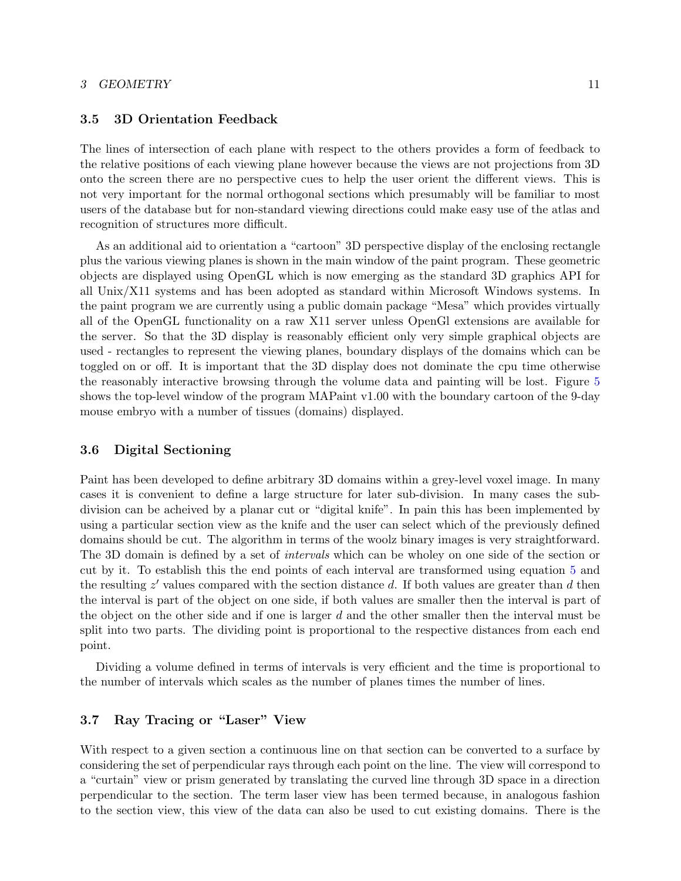### 3.5 3D Orientation Feedback

The lines of intersection of each plane with respect to the others provides a form of feedback to the relative positions of each viewing plane however because the views are not projections from 3D onto the screen there are no perspective cues to help the user orient the different views. This is not very important for the normal orthogonal sections which presumably will be familiar to most users of the database but for non-standard viewing directions could make easy use of the atlas and recognition of structures more difficult.

As an additional aid to orientation a "cartoon" 3D perspective display of the enclosing rectangle plus the various viewing planes is shown in the main window of the paint program. These geometric objects are displayed using OpenGL which is now emerging as the standard 3D graphics API for all Unix/X11 systems and has been adopted as standard within Microsoft Windows systems. In the paint program we are currently using a public domain package "Mesa" which provides virtually all of the OpenGL functionality on a raw X11 server unless OpenGl extensions are available for the server. So that the 3D display is reasonably efficient only very simple graphical objects are used - rectangles to represent the viewing planes, boundary displays of the domains which can be toggled on or off. It is important that the 3D display does not dominate the cpu time otherwise the reasonably interactive browsing through the volume data and painting will be lost. Figure 5 shows the top-level window of the program MAPaint v1.00 with the boundary cartoon of the 9-day mouse embryo with a number of tissues (domains) displayed.

### 3.6 Digital Sectioning

Paint has been developed to define arbitrary 3D domains within a grey-level voxel image. In many cases it is convenient to define a large structure for later sub-division. In many cases the sub-division can be acheived by a planar cut or "digital knife". In pain this has been implemented by using a particular section view as the knife and the user can select which of the previously defined domains should be cut. The algorithm in terms of the woolz binary images is very straightforward. The 3D domain is defined by a set of *intervals* which can be wholey on one side of the section or cut by it. To establish this the end points of each interval are transformed using equation 5 and the resulting $z'$ values compared with the section distance $d$. If both values are greater than $d$ then the interval is part of the object on one side, if both values are smaller then the interval is part of the object on the other side and if one is larger $d$ and the other smaller then the interval must be split into two parts. The dividing point is proportional to the respective distances from each end point.

Dividing a volume defined in terms of intervals is very efficient and the time is proportional to the number of intervals which scales as the number of planes times the number of lines.

### 3.7 Ray Tracing or "Laser" View

With respect to a given section a continuous line on that section can be converted to a surface by considering the set of perpendicular rays through each point on the line. The view will correspond to a "curtain" view or prism generated by translating the curved line through 3D space in a direction perpendicular to the section. The term laser view has been termed because, in analogous fashion to the section view, this view of the data can also be used to cut existing domains. There is the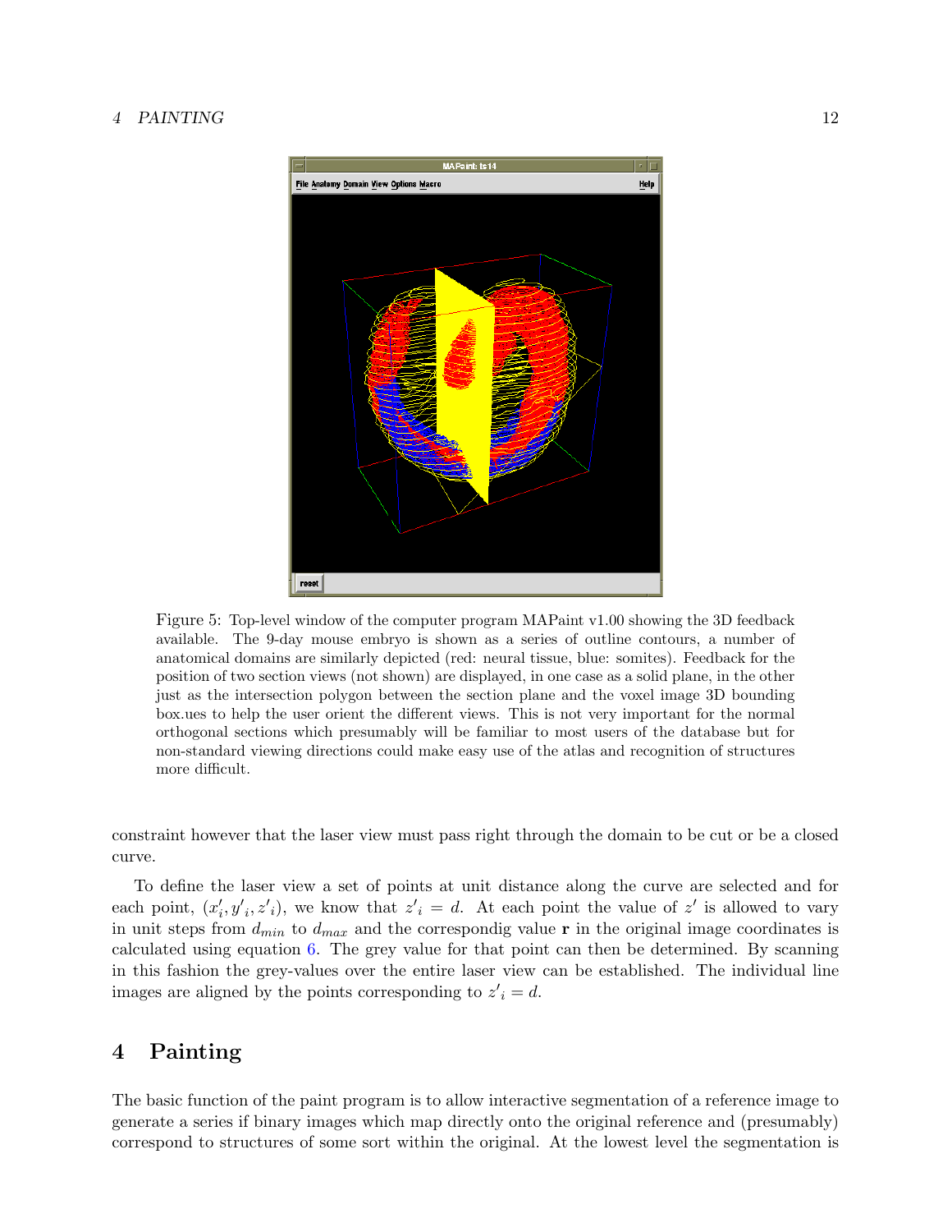Figure 5: Top-level window of the computer program MAPaint v1.00 showing the 3D feedback available. The 9-day mouse embryo is shown as a series of outline contours, a number of anatomical domains are similarly depicted (red: neural tissue, blue: somites). Feedback for the position of two section views (not shown) are displayed, in one case as a solid plane, in the other just as the intersection polygon between the section plane and the voxel image 3D bounding box.ues to help the user orient the different views. This is not very important for the normal orthogonal sections which presumably will be familiar to most users of the database but for non-standard viewing directions could make easy use of the atlas and recognition of structures more difficult.

constraint however that the laser view must pass right through the domain to be cut or be a closed curve.

To define the laser view a set of points at unit distance along the curve are selected and for each point, $(x'_i, y'_i, z'_i)$, we know that $z'_i = d$. At each point the value of $z'$ is allowed to vary in unit steps from $d_{min}$ to $d_{max}$ and the correspondig value $\mathbf{r}$ in the original image coordinates is calculated using equation 6. The grey value for that point can then be determined. By scanning in this fashion the grey-values over the entire laser view can be established. The individual line images are aligned by the points corresponding to $z'_i = d$.

# 4 Painting

The basic function of the paint program is to allow interactive segmentation of a reference image to generate a series if binary images which map directly onto the original reference and (presumably) correspond to structures of some sort within the original. At the lowest level the segmentation is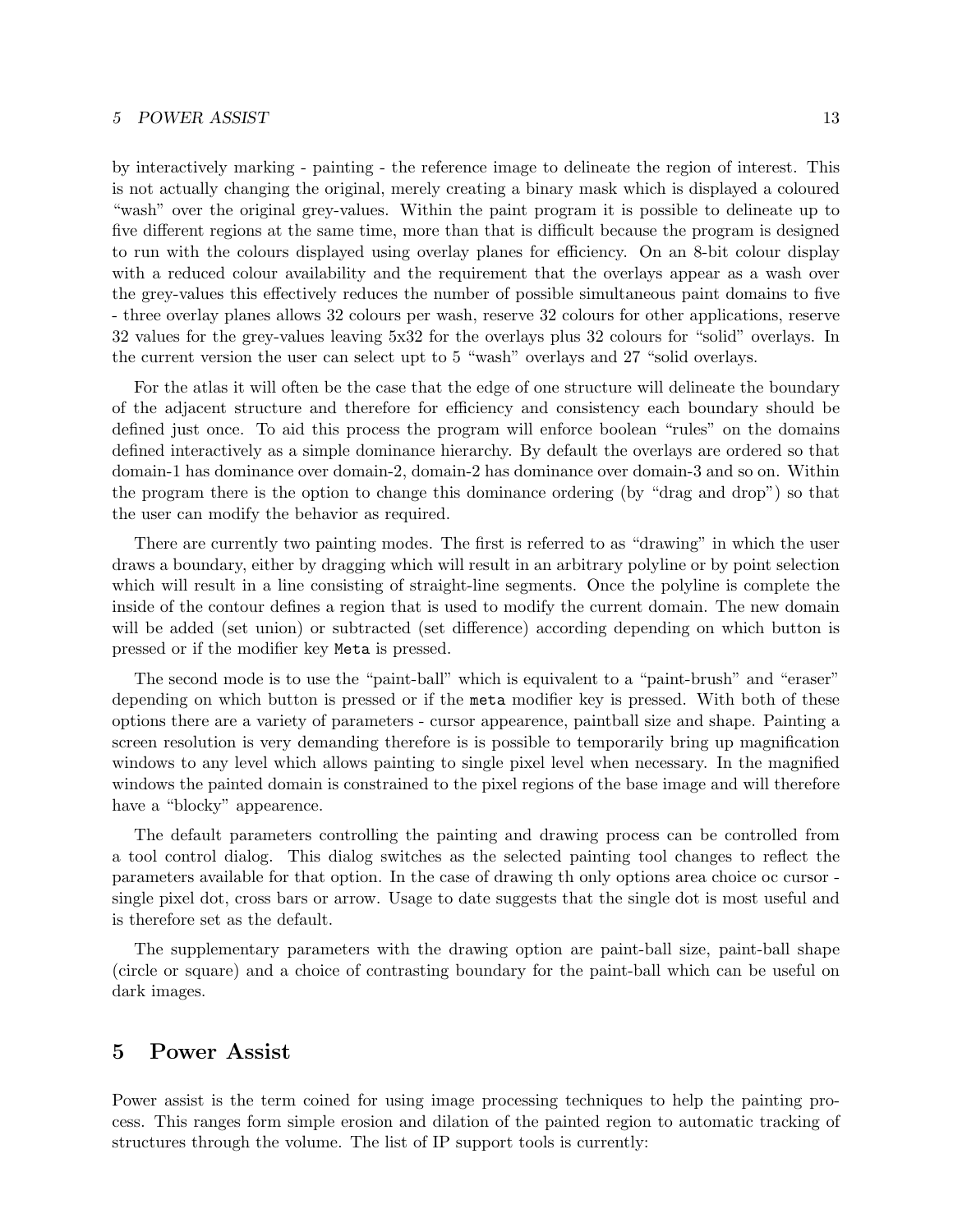by interactively marking - painting - the reference image to delineate the region of interest. This is not actually changing the original, merely creating a binary mask which is displayed a coloured "wash" over the original grey-values. Within the paint program it is possible to delineate up to five different regions at the same time, more than that is difficult because the program is designed to run with the colours displayed using overlay planes for efficiency. On an 8-bit colour display with a reduced colour availability and the requirement that the overlays appear as a wash over the grey-values this effectively reduces the number of possible simultaneous paint domains to five - three overlay planes allows 32 colours per wash, reserve 32 colours for other applications, reserve 32 values for the grey-values leaving 5x32 for the overlays plus 32 colours for "solid" overlays. In the current version the user can select upt to 5 "wash" overlays and 27 "solid overlays.

For the atlas it will often be the case that the edge of one structure will delineate the boundary of the adjacent structure and therefore for efficiency and consistency each boundary should be defined just once. To aid this process the program will enforce boolean "rules" on the domains defined interactively as a simple dominance hierarchy. By default the overlays are ordered so that domain-1 has dominance over domain-2, domain-2 has dominance over domain-3 and so on. Within the program there is the option to change this dominance ordering (by "drag and drop") so that the user can modify the behavior as required.

There are currently two painting modes. The first is referred to as "drawing" in which the user draws a boundary, either by dragging which will result in an arbitrary polyline or by point selection which will result in a line consisting of straight-line segments. Once the polyline is complete the inside of the contour defines a region that is used to modify the current domain. The new domain will be added (set union) or subtracted (set difference) according depending on which button is pressed or if the modifier key `Meta` is pressed.

The second mode is to use the "paint-ball" which is equivalent to a "paint-brush" and "eraser" depending on which button is pressed or if the `meta` modifier key is pressed. With both of these options there are a variety of parameters - cursor appearence, paintball size and shape. Painting a screen resolution is very demanding therefore is is possible to temporarily bring up magnification windows to any level which allows painting to single pixel level when necessary. In the magnified windows the painted domain is constrained to the pixel regions of the base image and will therefore have a "blocky" appearence.

The default parameters controlling the painting and drawing process can be controlled from a tool control dialog. This dialog switches as the selected painting tool changes to reflect the parameters available for that option. In the case of drawing th only options area choice oc cursor - single pixel dot, cross bars or arrow. Usage to date suggests that the single dot is most useful and is therefore set as the default.

The supplementary parameters with the drawing option are paint-ball size, paint-ball shape (circle or square) and a choice of contrasting boundary for the paint-ball which can be useful on dark images.

## 5 Power Assist

Power assist is the term coined for using image processing techniques to help the painting process. This ranges form simple erosion and dilation of the painted region to automatic tracking of structures through the volume. The list of IP support tools is currently: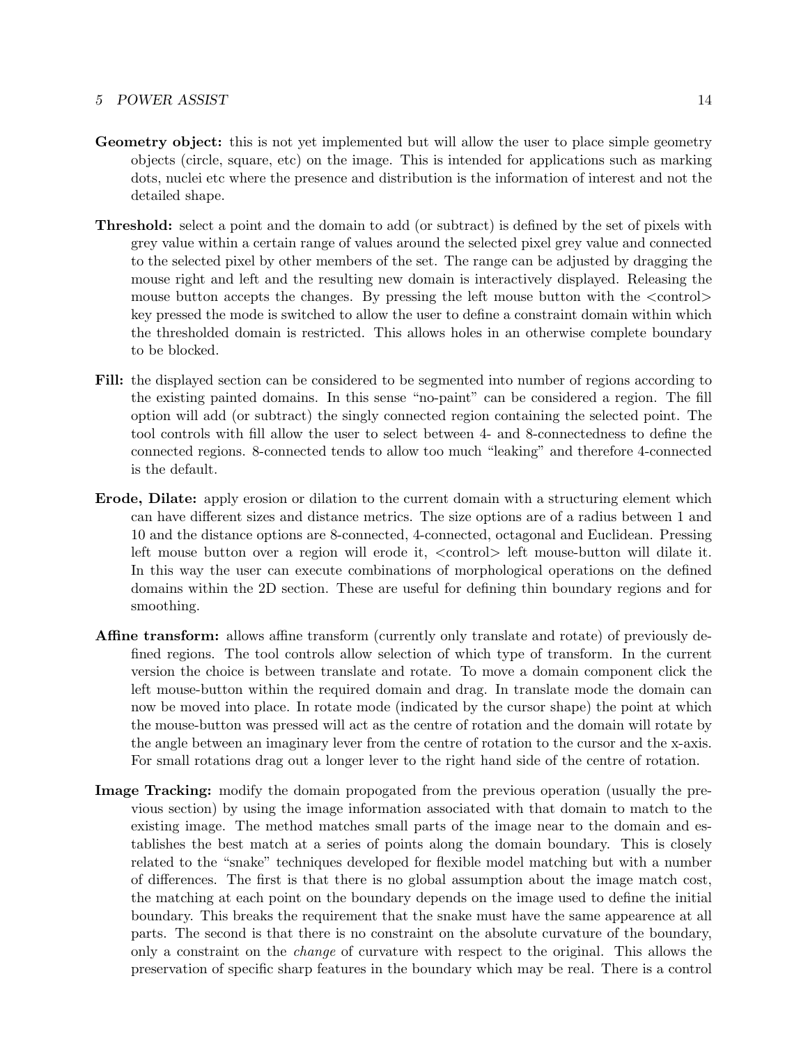**Geometry object:** this is not yet implemented but will allow the user to place simple geometry objects (circle, square, etc) on the image. This is intended for applications such as marking dots, nuclei etc where the presence and distribution is the information of interest and not the detailed shape.

**Threshold:** select a point and the domain to add (or subtract) is defined by the set of pixels with grey value within a certain range of values around the selected pixel grey value and connected to the selected pixel by other members of the set. The range can be adjusted by dragging the mouse right and left and the resulting new domain is interactively displayed. Releasing the mouse button accepts the changes. By pressing the left mouse button with the <control> key pressed the mode is switched to allow the user to define a constraint domain within which the thresholded domain is restricted. This allows holes in an otherwise complete boundary to be blocked.

**Fill:** the displayed section can be considered to be segmented into number of regions according to the existing painted domains. In this sense "no-paint" can be considered a region. The fill option will add (or subtract) the singly connected region containing the selected point. The tool controls with fill allow the user to select between 4- and 8-connectedness to define the connected regions. 8-connected tends to allow too much "leaking" and therefore 4-connected is the default.

**Erode, Dilate:** apply erosion or dilation to the current domain with a structuring element which can have different sizes and distance metrics. The size options are of a radius between 1 and 10 and the distance options are 8-connected, 4-connected, octagonal and Euclidean. Pressing left mouse button over a region will erode it, <control> left mouse-button will dilate it. In this way the user can execute combinations of morphological operations on the defined domains within the 2D section. These are useful for defining thin boundary regions and for smoothing.

**Affine transform:** allows affine transform (currently only translate and rotate) of previously defined regions. The tool controls allow selection of which type of transform. In the current version the choice is between translate and rotate. To move a domain component click the left mouse-button within the required domain and drag. In translate mode the domain can now be moved into place. In rotate mode (indicated by the cursor shape) the point at which the mouse-button was pressed will act as the centre of rotation and the domain will rotate by the angle between an imaginary lever from the centre of rotation to the cursor and the x-axis. For small rotations drag out a longer lever to the right hand side of the centre of rotation.

**Image Tracking:** modify the domain propogated from the previous operation (usually the previous section) by using the image information associated with that domain to match to the existing image. The method matches small parts of the image near to the domain and establishes the best match at a series of points along the domain boundary. This is closely related to the "snake" techniques developed for flexible model matching but with a number of differences. The first is that there is no global assumption about the image match cost, the matching at each point on the boundary depends on the image used to define the initial boundary. This breaks the requirement that the snake must have the same appearence at all parts. The second is that there is no constraint on the absolute curvature of the boundary, only a constraint on the *change* of curvature with respect to the original. This allows the preservation of specific sharp features in the boundary which may be real. There is a control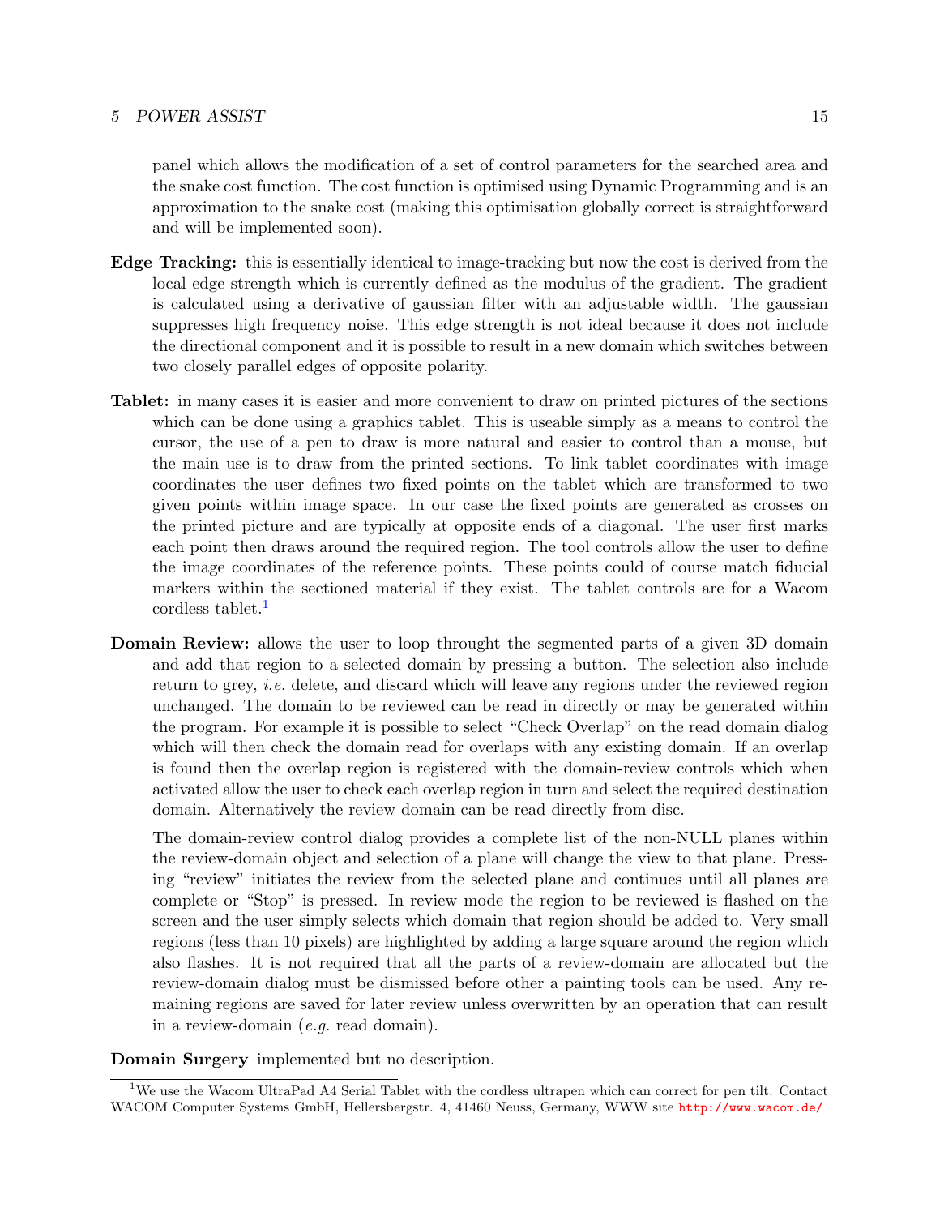panel which allows the modification of a set of control parameters for the searched area and the snake cost function. The cost function is optimised using Dynamic Programming and is an approximation to the snake cost (making this optimisation globally correct is straightforward and will be implemented soon).

**Edge Tracking:** this is essentially identical to image-tracking but now the cost is derived from the local edge strength which is currently defined as the modulus of the gradient. The gradient is calculated using a derivative of gaussian filter with an adjustable width. The gaussian suppresses high frequency noise. This edge strength is not ideal because it does not include the directional component and it is possible to result in a new domain which switches between two closely parallel edges of opposite polarity.

**Tablet:** in many cases it is easier and more convenient to draw on printed pictures of the sections which can be done using a graphics tablet. This is useable simply as a means to control the cursor, the use of a pen to draw is more natural and easier to control than a mouse, but the main use is to draw from the printed sections. To link tablet coordinates with image coordinates the user defines two fixed points on the tablet which are transformed to two given points within image space. In our case the fixed points are generated as crosses on the printed picture and are typically at opposite ends of a diagonal. The user first marks each point then draws around the required region. The tool controls allow the user to define the image coordinates of the reference points. These points could of course match fiducial markers within the sectioned material if they exist. The tablet controls are for a Wacom cordless tablet.[1]

**Domain Review:** allows the user to loop throught the segmented parts of a given 3D domain and add that region to a selected domain by pressing a button. The selection also include return to grey, *i.e.* delete, and discard which will leave any regions under the reviewed region unchanged. The domain to be reviewed can be read in directly or may be generated within the program. For example it is possible to select "Check Overlap" on the read domain dialog which will then check the domain read for overlaps with any existing domain. If an overlap is found then the overlap region is registered with the domain-review controls which when activated allow the user to check each overlap region in turn and select the required destination domain. Alternatively the review domain can be read directly from disc.

The domain-review control dialog provides a complete list of the non-NULL planes within the review-domain object and selection of a plane will change the view to that plane. Pressing "review" initiates the review from the selected plane and continues until all planes are complete or "Stop" is pressed. In review mode the region to be reviewed is flashed on the screen and the user simply selects which domain that region should be added to. Very small regions (less than 10 pixels) are highlighted by adding a large square around the region which also flashes. It is not required that all the parts of a review-domain are allocated but the review-domain dialog must be dismissed before other a painting tools can be used. Any remaining regions are saved for later review unless overwritten by an operation that can result in a review-domain (*e.g.* read domain).

**Domain Surgery** implemented but no description.

---

[1] We use the Wacom UltraPad A4 Serial Tablet with the cordless ultrapen which can correct for pen tilt. Contact WACOM Computer Systems GmbH, Hellersbergstr. 4, 41460 Neuss, Germany, WWW site http://www.wacom.de/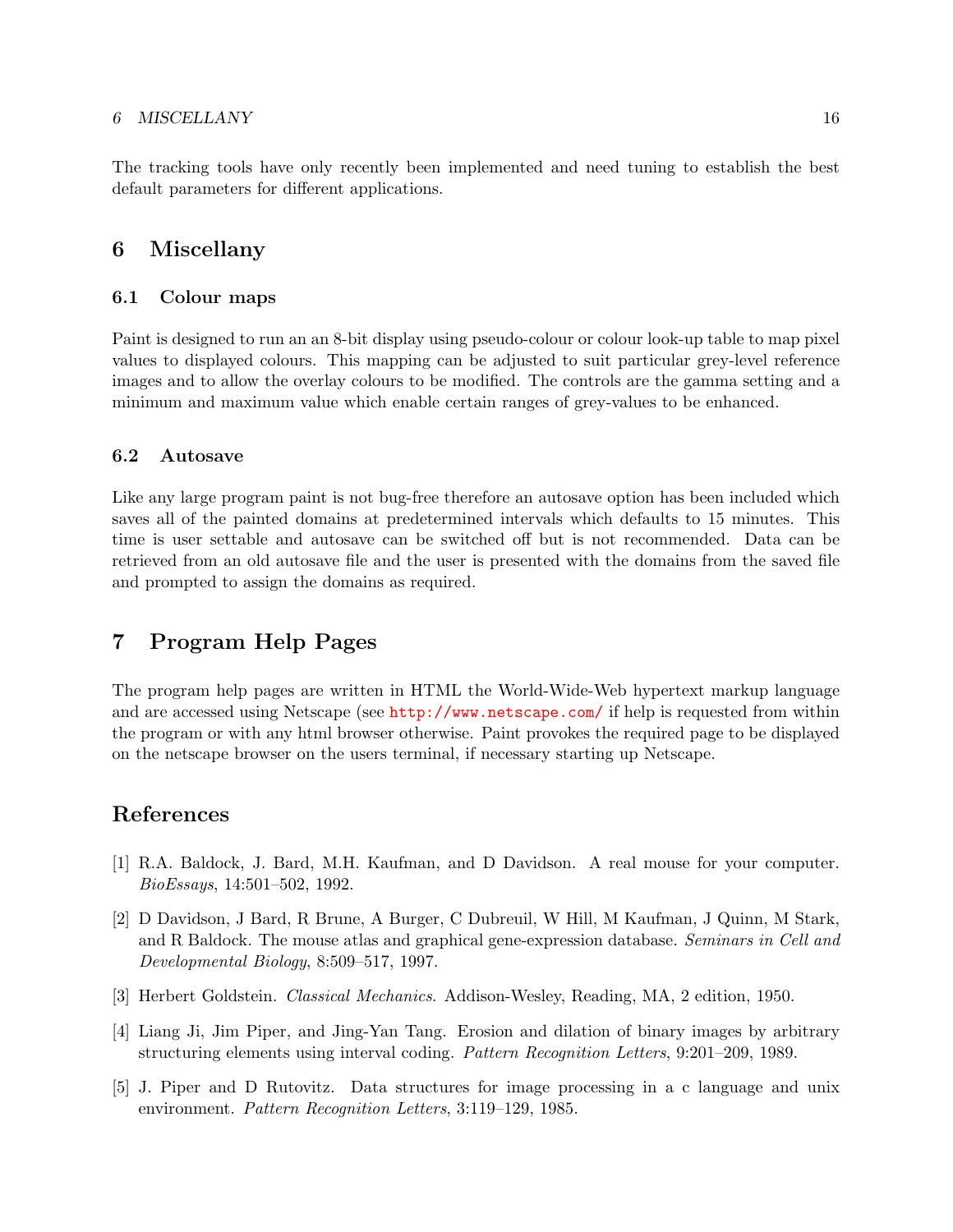The tracking tools have only recently been implemented and need tuning to establish the best default parameters for different applications.

# 6 Miscellany

## 6.1 Colour maps

Paint is designed to run an an 8-bit display using pseudo-colour or colour look-up table to map pixel values to displayed colours. This mapping can be adjusted to suit particular grey-level reference images and to allow the overlay colours to be modified. The controls are the gamma setting and a minimum and maximum value which enable certain ranges of grey-values to be enhanced.

## 6.2 Autosave

Like any large program paint is not bug-free therefore an autosave option has been included which saves all of the painted domains at predetermined intervals which defaults to 15 minutes. This time is user settable and autosave can be switched off but is not recommended. Data can be retrieved from an old autosave file and the user is presented with the domains from the saved file and prompted to assign the domains as required.

# 7 Program Help Pages

The program help pages are written in HTML the World-Wide-Web hypertext markup language and are accessed using Netscape (see `http://www.netscape.com/` if help is requested from within the program or with any html browser otherwise. Paint provokes the required page to be displayed on the netscape browser on the users terminal, if necessary starting up Netscape.

# References

[1] R.A. Baldock, J. Bard, M.H. Kaufman, and D Davidson. A real mouse for your computer. *BioEssays*, 14:501–502, 1992.

[2] D Davidson, J Bard, R Brune, A Burger, C Dubreuil, W Hill, M Kaufman, J Quinn, M Stark, and R Baldock. The mouse atlas and graphical gene-expression database. *Seminars in Cell and Developmental Biology*, 8:509–517, 1997.

[3] Herbert Goldstein. *Classical Mechanics*. Addison-Wesley, Reading, MA, 2 edition, 1950.

[4] Liang Ji, Jim Piper, and Jing-Yan Tang. Erosion and dilation of binary images by arbitrary structuring elements using interval coding. *Pattern Recognition Letters*, 9:201–209, 1989.

[5] J. Piper and D Rutovitz. Data structures for image processing in a c language and unix environment. *Pattern Recognition Letters*, 3:119–129, 1985.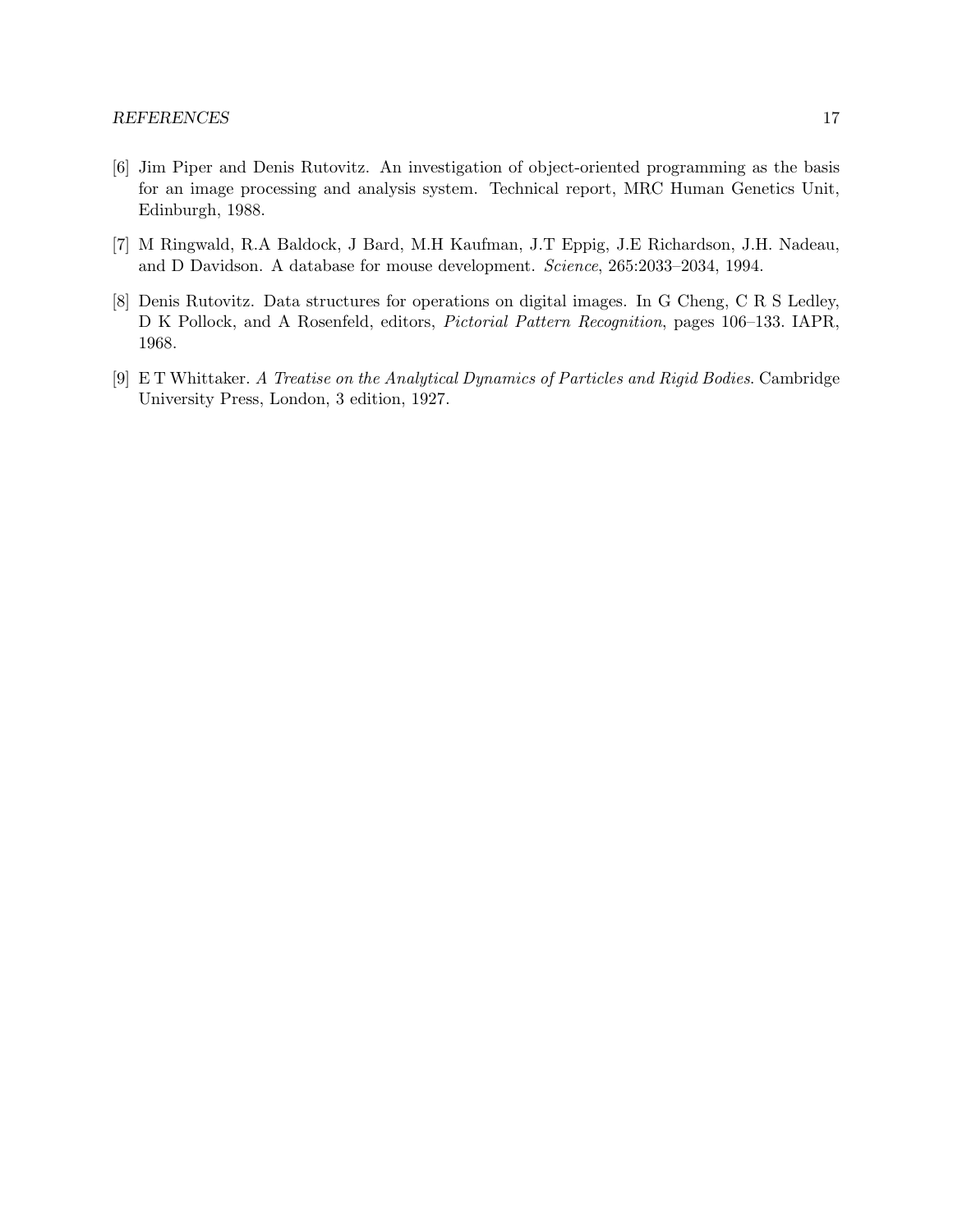[6] Jim Piper and Denis Rutovitz. An investigation of object-oriented programming as the basis for an image processing and analysis system. Technical report, MRC Human Genetics Unit, Edinburgh, 1988.

[7] M Ringwald, R.A Baldock, J Bard, M.H Kaufman, J.T Eppig, J.E Richardson, J.H. Nadeau, and D Davidson. A database for mouse development. *Science*, 265:2033–2034, 1994.

[8] Denis Rutovitz. Data structures for operations on digital images. In G Cheng, C R S Ledley, D K Pollock, and A Rosenfeld, editors, *Pictorial Pattern Recognition*, pages 106–133. IAPR, 1968.

[9] E T Whittaker. *A Treatise on the Analytical Dynamics of Particles and Rigid Bodies*. Cambridge University Press, London, 3 edition, 1927.